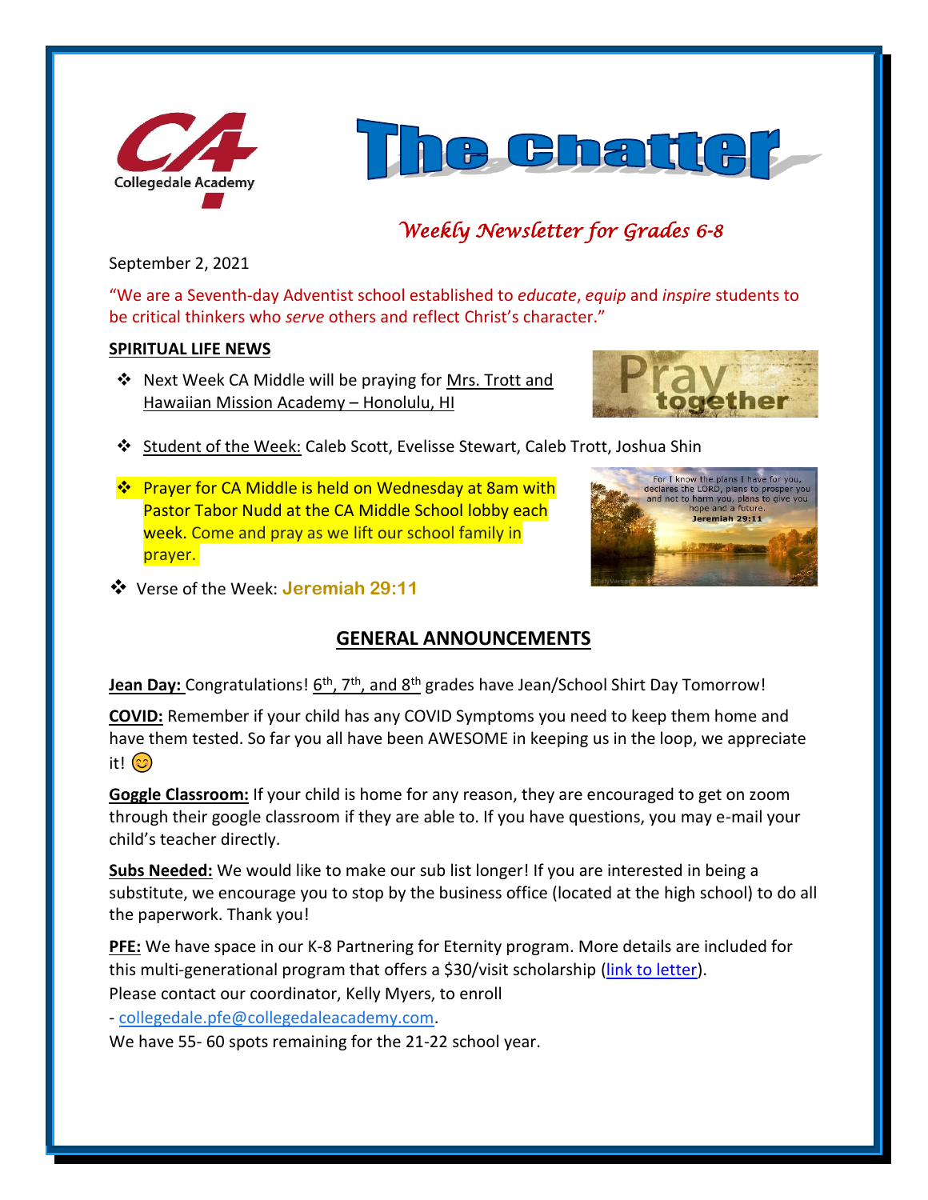# The Chatter

*Weekly Newsletter for Grades 6-8*

September 2, 2021

"We are a Seventh-day Adventist school established to *educate*, *equip* and *inspire* students to be critical thinkers who *serve* others and reflect Christ's character."

**SPIRITUAL LIFE NEWS**

- Next Week CA Middle will be praying for Mrs. Trott and Hawaiian Mission Academy – Honolulu, HI
- Student of the Week: Caleb Scott, Evelisse Stewart, Caleb Trott, Joshua Shin
- Prayer for CA Middle is held on Wednesday at 8am with Pastor Tabor Nudd at the CA Middle School lobby each week. Come and pray as we lift our school family in prayer.
- Verse of the Week: **Jeremiah 29:11**

## GENERAL ANNOUNCEMENTS

**Jean Day:** Congratulations! 6th, 7th, and 8th grades have Jean/School Shirt Day Tomorrow!

**COVID:** Remember if your child has any COVID Symptoms you need to keep them home and have them tested. So far you all have been AWESOME in keeping us in the loop, we appreciate it! 😊

**Goggle Classroom:** If your child is home for any reason, they are encouraged to get on zoom through their google classroom if they are able to. If you have questions, you may e-mail your child's teacher directly.

**Subs Needed:** We would like to make our sub list longer! If you are interested in being a substitute, we encourage you to stop by the business office (located at the high school) to do all the paperwork. Thank you!

**PFE:** We have space in our K-8 Partnering for Eternity program. More details are included for this multi-generational program that offers a $30/visit scholarship (link to letter).
Please contact our coordinator, Kelly Myers, to enroll
- collegedale.pfe@collegedaleacademy.com.
We have 55- 60 spots remaining for the 21-22 school year.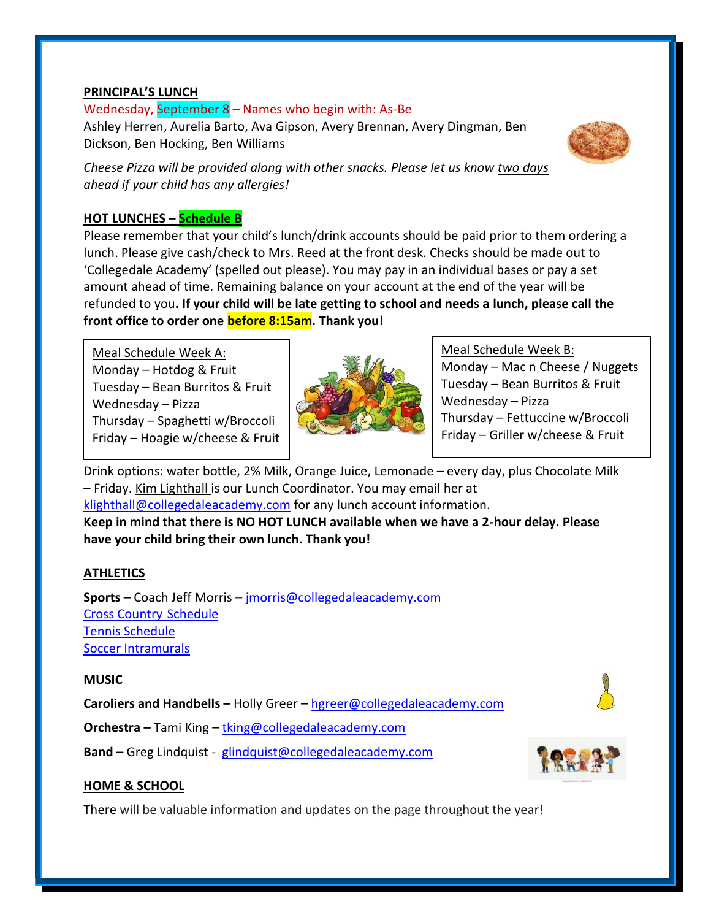## PRINCIPAL'S LUNCH

Wednesday, September 8 – Names who begin with: As-Be

Ashley Herren, Aurelia Barto, Ava Gipson, Avery Brennan, Avery Dingman, Ben Dickson, Ben Hocking, Ben Williams

*Cheese Pizza will be provided along with other snacks. Please let us know two days ahead if your child has any allergies!*

## HOT LUNCHES – Schedule B

Please remember that your child's lunch/drink accounts should be paid prior to them ordering a lunch. Please give cash/check to Mrs. Reed at the front desk. Checks should be made out to 'Collegedale Academy' (spelled out please). You may pay in an individual bases or pay a set amount ahead of time. Remaining balance on your account at the end of the year will be refunded to you**. If your child will be late getting to school and needs a lunch, please call the front office to order one before 8:15am. Thank you!**

Meal Schedule Week A:
- Monday – Hotdog & Fruit
- Tuesday – Bean Burritos & Fruit
- Wednesday – Pizza
- Thursday – Spaghetti w/Broccoli
- Friday – Hoagie w/cheese & Fruit

Meal Schedule Week B:
- Monday – Mac n Cheese / Nuggets
- Tuesday – Bean Burritos & Fruit
- Wednesday – Pizza
- Thursday – Fettuccine w/Broccoli
- Friday – Griller w/cheese & Fruit

Drink options: water bottle, 2% Milk, Orange Juice, Lemonade – every day, plus Chocolate Milk – Friday. Kim Lighthall is our Lunch Coordinator. You may email her at klighthall@collegedaleacademy.com for any lunch account information.

**Keep in mind that there is NO HOT LUNCH available when we have a 2-hour delay. Please have your child bring their own lunch. Thank you!**

## ATHLETICS

**Sports** – Coach Jeff Morris – jmorris@collegedaleacademy.com

Cross Country Schedule

Tennis Schedule

Soccer Intramurals

## MUSIC

**Caroliers and Handbells –** Holly Greer – hgreer@collegedaleacademy.com

**Orchestra –** Tami King – tking@collegedaleacademy.com

**Band –** Greg Lindquist - glindquist@collegedaleacademy.com

## HOME & SCHOOL

There will be valuable information and updates on the page throughout the year!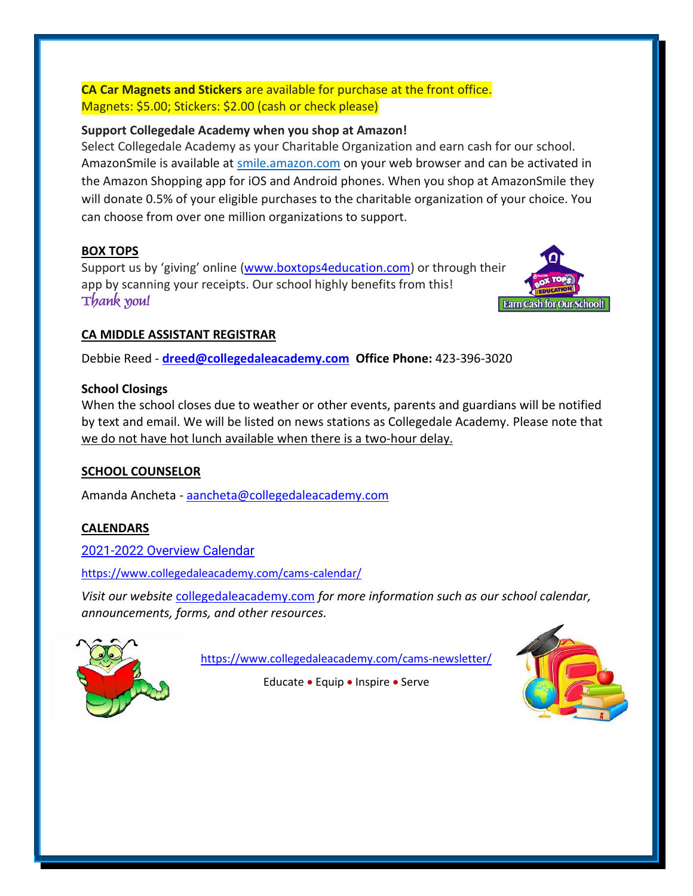**CA Car Magnets and Stickers** are available for purchase at the front office.
Magnets: $5.00; Stickers: $2.00 (cash or check please)

**Support Collegedale Academy when you shop at Amazon!**

Select Collegedale Academy as your Charitable Organization and earn cash for our school. AmazonSmile is available at smile.amazon.com on your web browser and can be activated in the Amazon Shopping app for iOS and Android phones. When you shop at AmazonSmile they will donate 0.5% of your eligible purchases to the charitable organization of your choice. You can choose from over one million organizations to support.

**BOX TOPS**

Support us by 'giving' online (www.boxtops4education.com) or through their app by scanning your receipts. Our school highly benefits from this!
*Thank you!*

**CA MIDDLE ASSISTANT REGISTRAR**

Debbie Reed - **dreed@collegedaleacademy.com** **Office Phone:** 423-396-3020

**School Closings**

When the school closes due to weather or other events, parents and guardians will be notified by text and email. We will be listed on news stations as Collegedale Academy. Please note that we do not have hot lunch available when there is a two-hour delay.

**SCHOOL COUNSELOR**

Amanda Ancheta - aancheta@collegedaleacademy.com

**CALENDARS**

2021-2022 Overview Calendar

https://www.collegedaleacademy.com/cams-calendar/

*Visit our website* collegedaleacademy.com *for more information such as our school calendar, announcements, forms, and other resources.*

https://www.collegedaleacademy.com/cams-newsletter/

Educate • Equip • Inspire • Serve